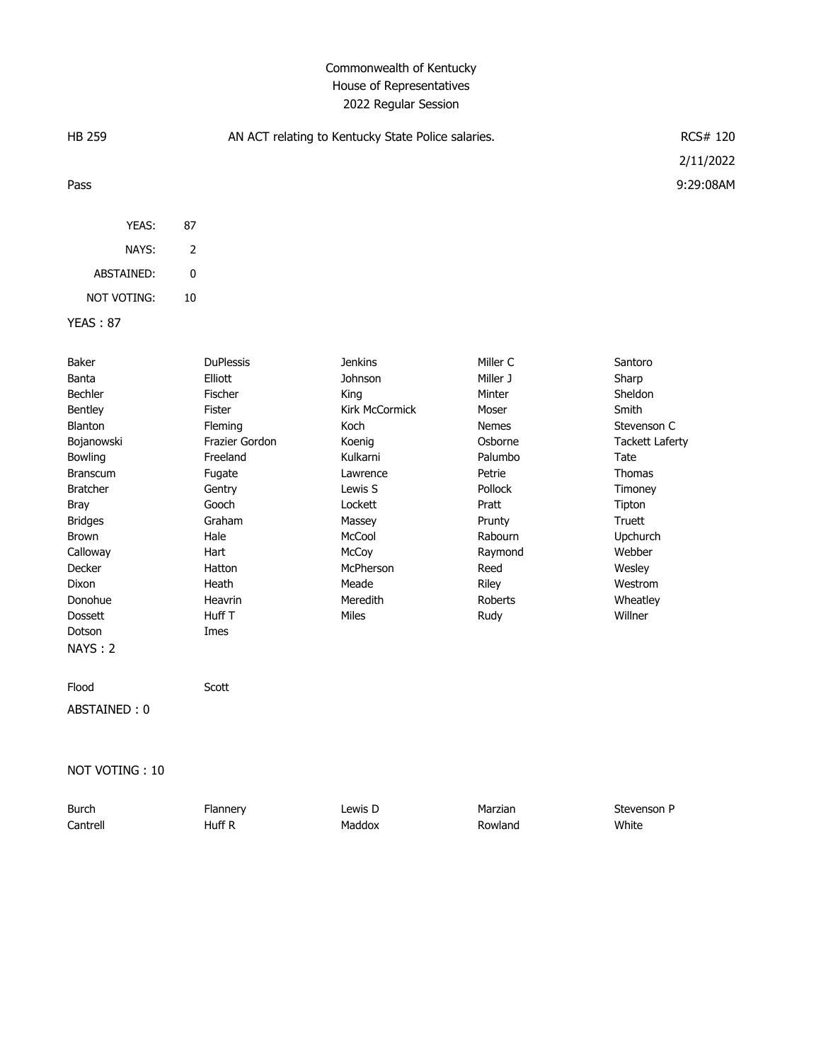# Commonwealth of Kentucky
## House of Representatives
### 2022 Regular Session

| HB 259 | AN ACT relating to Kentucky State Police salaries. | RCS# 120 |
|---|---|---|
| | | 2/11/2022 |
| Pass | | 9:29:08AM |

| | |
|---|---|
| YEAS: | 87 |
| NAYS: | 2 |
| ABSTAINED: | 0 |
| NOT VOTING: | 10 |

**YEAS : 87**

| | | | | |
|---|---|---|---|---|
| Baker | DuPlessis | Jenkins | Miller C | Santoro |
| Banta | Elliott | Johnson | Miller J | Sharp |
| Bechler | Fischer | King | Minter | Sheldon |
| Bentley | Fister | Kirk McCormick | Moser | Smith |
| Blanton | Fleming | Koch | Nemes | Stevenson C |
| Bojanowski | Frazier Gordon | Koenig | Osborne | Tackett Laferty |
| Bowling | Freeland | Kulkarni | Palumbo | Tate |
| Branscum | Fugate | Lawrence | Petrie | Thomas |
| Bratcher | Gentry | Lewis S | Pollock | Timoney |
| Bray | Gooch | Lockett | Pratt | Tipton |
| Bridges | Graham | Massey | Prunty | Truett |
| Brown | Hale | McCool | Rabourn | Upchurch |
| Calloway | Hart | McCoy | Raymond | Webber |
| Decker | Hatton | McPherson | Reed | Wesley |
| Dixon | Heath | Meade | Riley | Westrom |
| Donohue | Heavrin | Meredith | Roberts | Wheatley |
| Dossett | Huff T | Miles | Rudy | Willner |
| Dotson | Imes | | | |

**NAYS : 2**

| | |
|---|---|
| Flood | Scott |

**ABSTAINED : 0**

**NOT VOTING : 10**

| | | | | |
|---|---|---|---|---|
| Burch | Flannery | Lewis D | Marzian | Stevenson P |
| Cantrell | Huff R | Maddox | Rowland | White |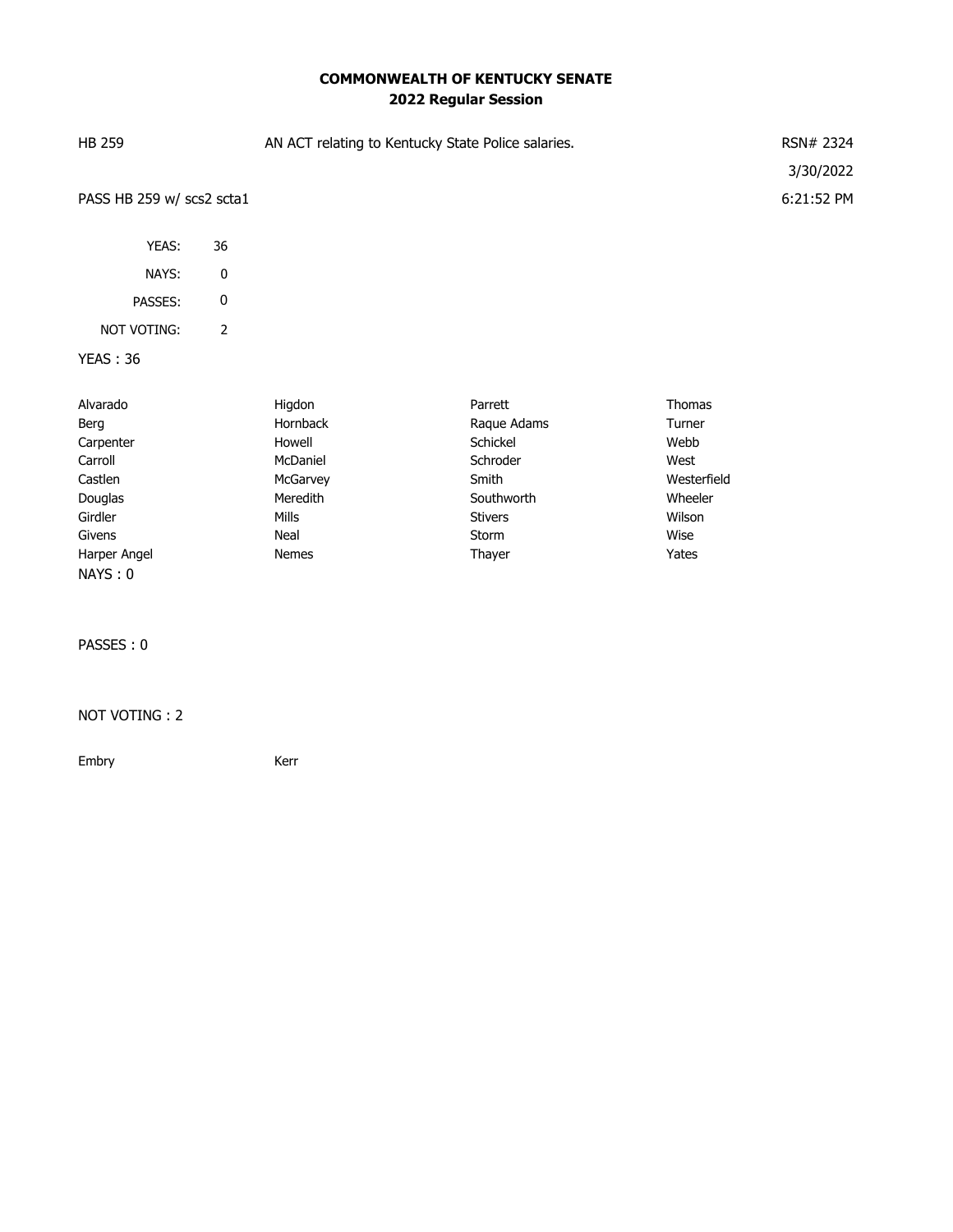**COMMONWEALTH OF KENTUCKY SENATE**
**2022 Regular Session**

| HB 259 | AN ACT relating to Kentucky State Police salaries. | RSN# 2324 |
|---|---|---|
| | | 3/30/2022 |
| PASS HB 259 w/ scs2 scta1 | | 6:21:52 PM |

| | |
|---|---|
| YEAS: | 36 |
| NAYS: | 0 |
| PASSES: | 0 |
| NOT VOTING: | 2 |

YEAS : 36

| | | | |
|---|---|---|---|
| Alvarado | Higdon | Parrett | Thomas |
| Berg | Hornback | Raque Adams | Turner |
| Carpenter | Howell | Schickel | Webb |
| Carroll | McDaniel | Schroder | West |
| Castlen | McGarvey | Smith | Westerfield |
| Douglas | Meredith | Southworth | Wheeler |
| Girdler | Mills | Stivers | Wilson |
| Givens | Neal | Storm | Wise |
| Harper Angel | Nemes | Thayer | Yates |

NAYS : 0

PASSES : 0

NOT VOTING : 2

| | |
|---|---|
| Embry | Kerr |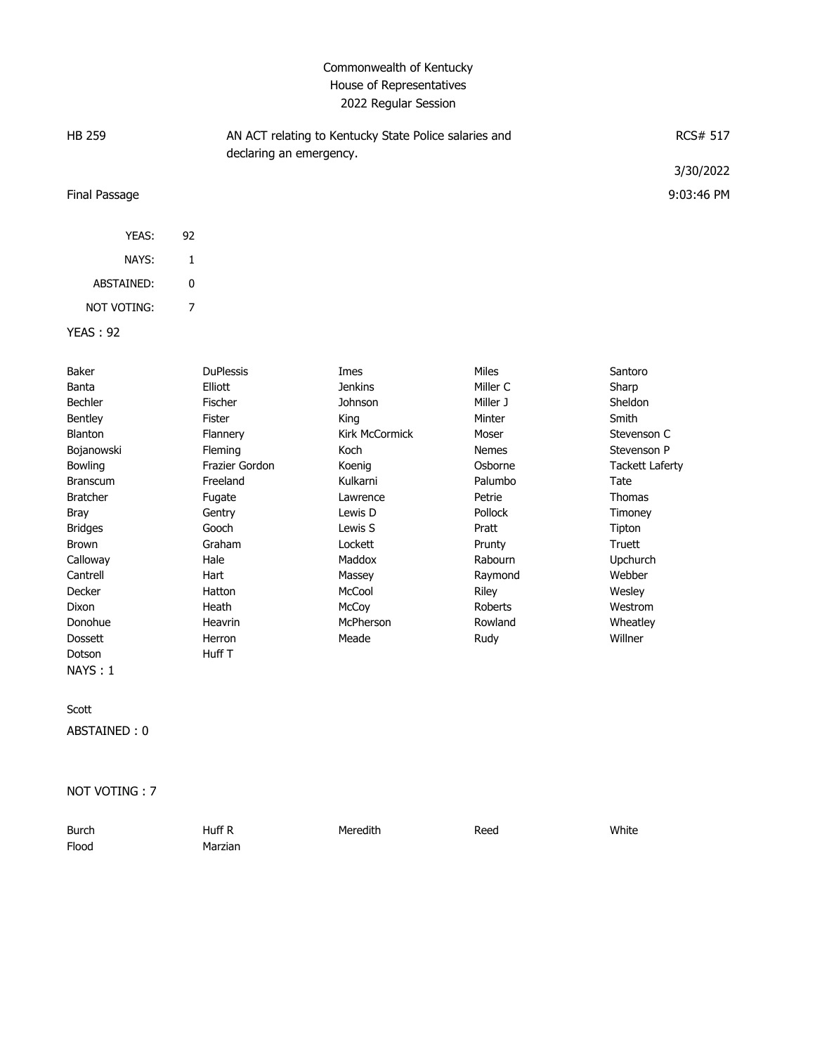Commonwealth of Kentucky
House of Representatives
2022 Regular Session

| | | |
|---|---|---|
| HB 259 | AN ACT relating to Kentucky State Police salaries and declaring an emergency. | RCS# 517 |
| | | 3/30/2022 |
| Final Passage | | 9:03:46 PM |

| | |
|---|---|
| YEAS: | 92 |
| NAYS: | 1 |
| ABSTAINED: | 0 |
| NOT VOTING: | 7 |

YEAS : 92

| | | | | |
|---|---|---|---|---|
| Baker | DuPlessis | Imes | Miles | Santoro |
| Banta | Elliott | Jenkins | Miller C | Sharp |
| Bechler | Fischer | Johnson | Miller J | Sheldon |
| Bentley | Fister | King | Minter | Smith |
| Blanton | Flannery | Kirk McCormick | Moser | Stevenson C |
| Bojanowski | Fleming | Koch | Nemes | Stevenson P |
| Bowling | Frazier Gordon | Koenig | Osborne | Tackett Laferty |
| Branscum | Freeland | Kulkarni | Palumbo | Tate |
| Bratcher | Fugate | Lawrence | Petrie | Thomas |
| Bray | Gentry | Lewis D | Pollock | Timoney |
| Bridges | Gooch | Lewis S | Pratt | Tipton |
| Brown | Graham | Lockett | Prunty | Truett |
| Calloway | Hale | Maddox | Rabourn | Upchurch |
| Cantrell | Hart | Massey | Raymond | Webber |
| Decker | Hatton | McCool | Riley | Wesley |
| Dixon | Heath | McCoy | Roberts | Westrom |
| Donohue | Heavrin | McPherson | Rowland | Wheatley |
| Dossett | Herron | Meade | Rudy | Willner |
| Dotson | Huff T | | | |

NAYS : 1

Scott

ABSTAINED : 0

NOT VOTING : 7

| | | | | |
|---|---|---|---|---|
| Burch | Huff R | Meredith | Reed | White |
| Flood | Marzian | | | |